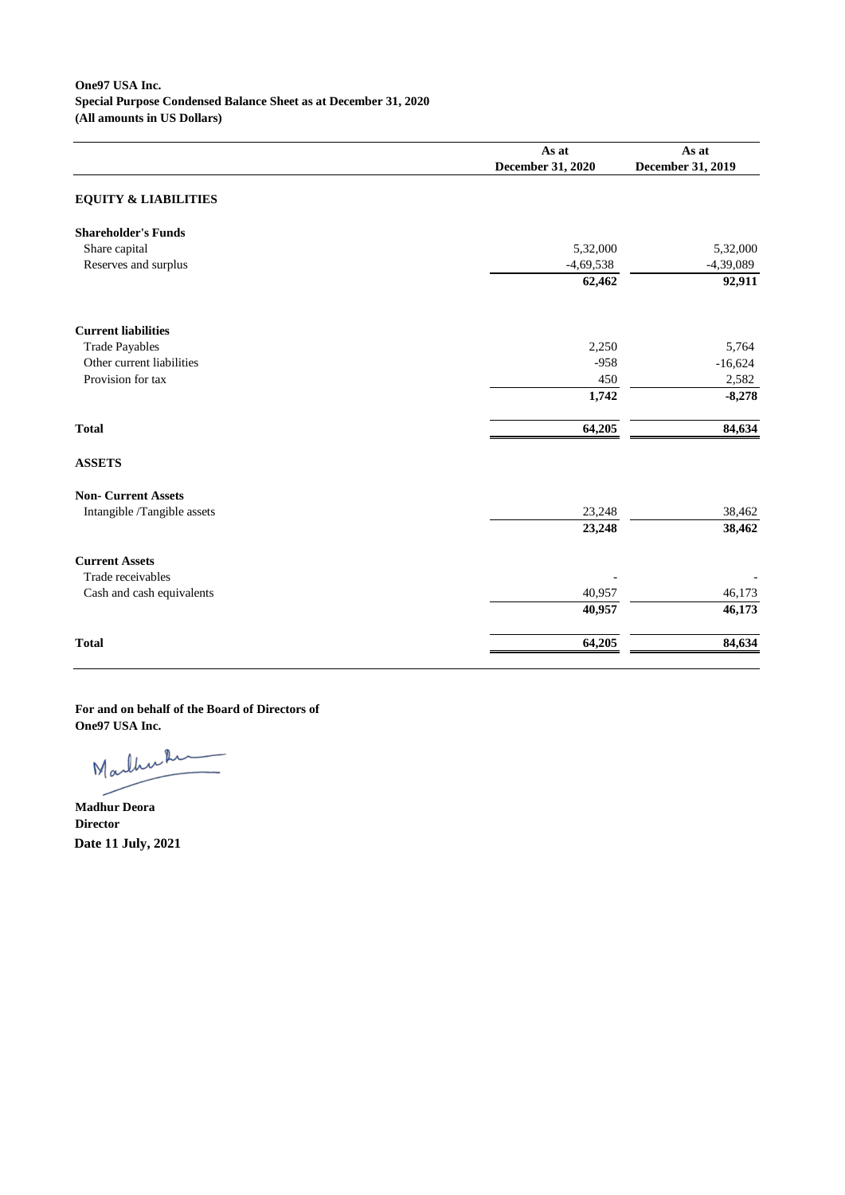**One97 USA Inc.**
**Special Purpose Condensed Balance Sheet as at December 31, 2020**
**(All amounts in US Dollars)**

| | As at December 31, 2020 | As at December 31, 2019 |
|---|---|---|
| **EQUITY & LIABILITIES** | | |
| **Shareholder's Funds** | | |
| Share capital | 5,32,000 | 5,32,000 |
| Reserves and surplus | -4,69,538 | -4,39,089 |
| | **62,462** | **92,911** |
| **Current liabilities** | | |
| Trade Payables | 2,250 | 5,764 |
| Other current liabilities | -958 | -16,624 |
| Provision for tax | 450 | 2,582 |
| | **1,742** | **-8,278** |
| **Total** | **64,205** | **84,634** |
| **ASSETS** | | |
| **Non- Current Assets** | | |
| Intangible /Tangible assets | 23,248 | 38,462 |
| | **23,248** | **38,462** |
| **Current Assets** | | |
| Trade receivables | - | - |
| Cash and cash equivalents | 40,957 | 46,173 |
| | **40,957** | **46,173** |
| **Total** | **64,205** | **84,634** |

**For and on behalf of the Board of Directors of**
**One97 USA Inc.**

**Madhur Deora**
**Director**
**Date 11 July, 2021**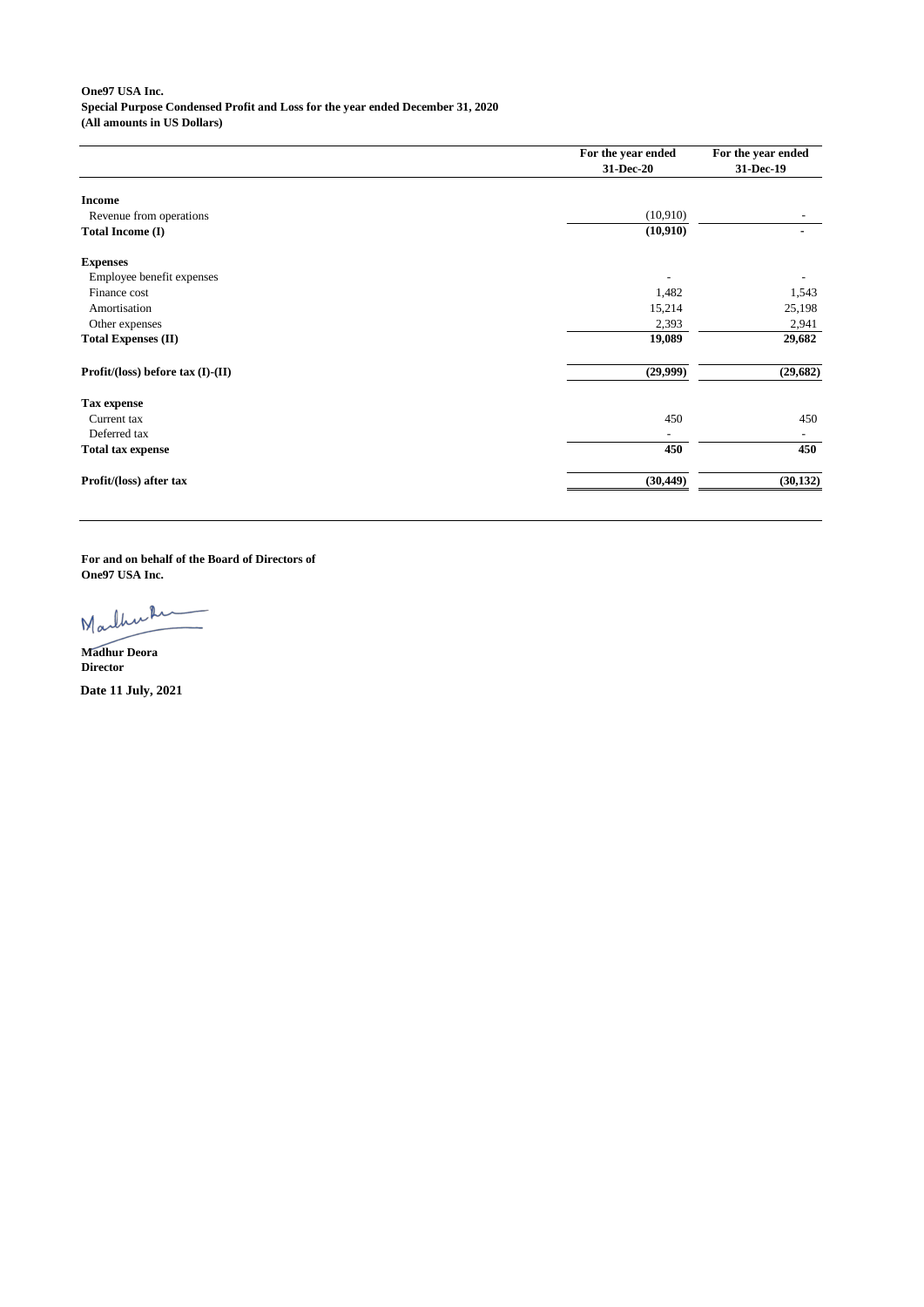**One97 USA Inc.**
**Special Purpose Condensed Profit and Loss for the year ended December 31, 2020**
**(All amounts in US Dollars)**

| | For the year ended 31-Dec-20 | For the year ended 31-Dec-19 |
|---|---|---|
| **Income** | | |
| Revenue from operations | (10,910) | - |
| **Total Income (I)** | **(10,910)** | **-** |
| **Expenses** | | |
| Employee benefit expenses | - | - |
| Finance cost | 1,482 | 1,543 |
| Amortisation | 15,214 | 25,198 |
| Other expenses | 2,393 | 2,941 |
| **Total Expenses (II)** | **19,089** | **29,682** |
| **Profit/(loss) before tax (I)-(II)** | **(29,999)** | **(29,682)** |
| **Tax expense** | | |
| Current tax | 450 | 450 |
| Deferred tax | - | - |
| **Total tax expense** | **450** | **450** |
| **Profit/(loss) after tax** | **(30,449)** | **(30,132)** |

**For and on behalf of the Board of Directors of**
**One97 USA Inc.**

**Madhur Deora**
**Director**

**Date 11 July, 2021**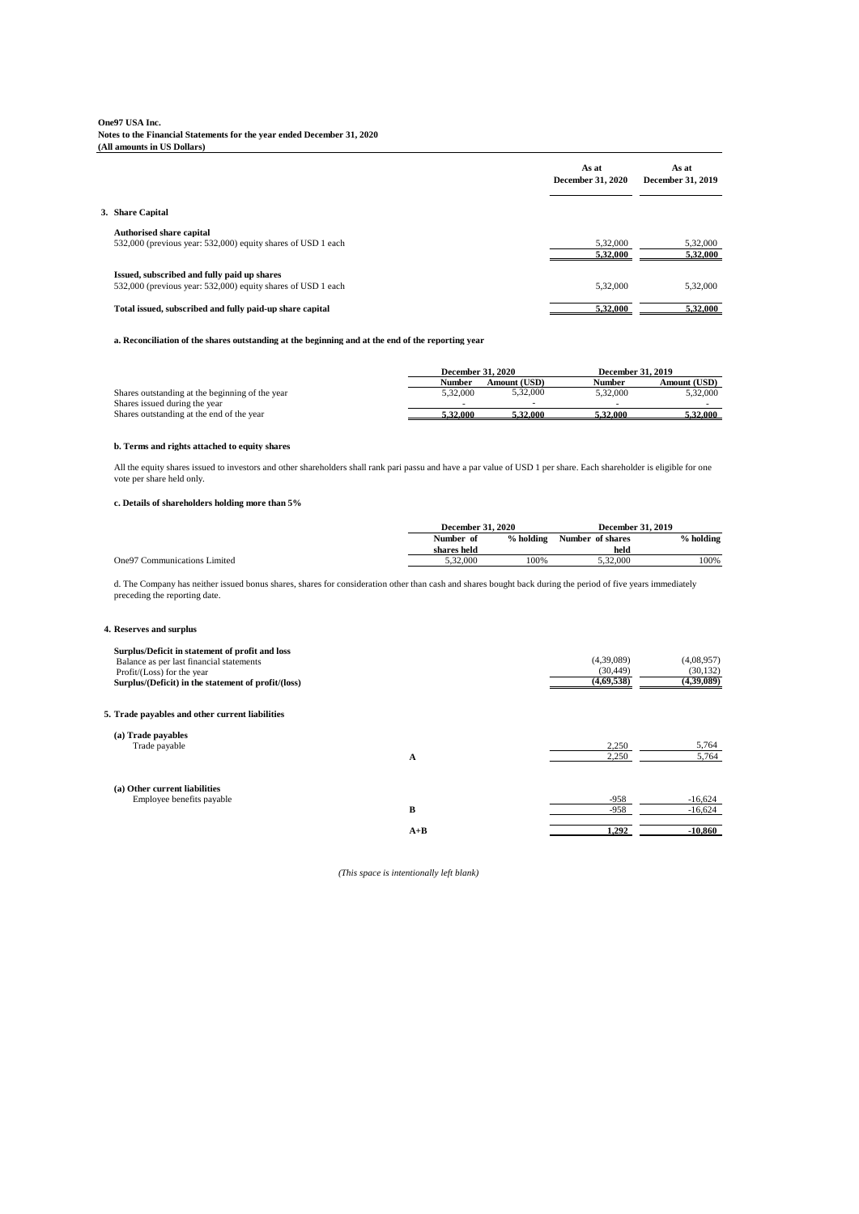**One97 USA Inc.**
**Notes to the Financial Statements for the year ended December 31, 2020**
**(All amounts in US Dollars)**

| | As at December 31, 2020 | As at December 31, 2019 |
|---|---|---|
| **3. Share Capital** | | |
| **Authorised share capital** | | |
| 532,000 (previous year: 532,000) equity shares of USD 1 each | 5,32,000 | 5,32,000 |
| | **5,32,000** | **5,32,000** |
| **Issued, subscribed and fully paid up shares** | | |
| 532,000 (previous year: 532,000) equity shares of USD 1 each | 5,32,000 | 5,32,000 |
| **Total issued, subscribed and fully paid-up share capital** | **5,32,000** | **5,32,000** |

**a. Reconciliation of the shares outstanding at the beginning and at the end of the reporting year**

| | December 31, 2020 | | December 31, 2019 | |
|---|---|---|---|---|
| | **Number** | **Amount (USD)** | **Number** | **Amount (USD)** |
| Shares outstanding at the beginning of the year | 5,32,000 | 5,32,000 | 5,32,000 | 5,32,000 |
| Shares issued during the year | - | - | - | - |
| Shares outstanding at the end of the year | **5,32,000** | **5,32,000** | **5,32,000** | **5,32,000** |

**b. Terms and rights attached to equity shares**

All the equity shares issued to investors and other shareholders shall rank pari passu and have a par value of USD 1 per share. Each shareholder is eligible for one vote per share held only.

**c. Details of shareholders holding more than 5%**

| | December 31, 2020 | | December 31, 2019 | |
|---|---|---|---|---|
| | **Number of shares held** | **% holding** | **Number of shares held** | **% holding** |
| One97 Communications Limited | 5,32,000 | 100% | 5,32,000 | 100% |

d. The Company has neither issued bonus shares, shares for consideration other than cash and shares bought back during the period of five years immediately preceding the reporting date.

**4. Reserves and surplus**

| | As at December 31, 2020 | As at December 31, 2019 |
|---|---|---|
| **Surplus/Deficit in statement of profit and loss** | | |
| Balance as per last financial statements | (4,39,089) | (4,08,957) |
| Profit/(Loss) for the year | (30,449) | (30,132) |
| **Surplus/(Deficit) in the statement of profit/(loss)** | **(4,69,538)** | **(4,39,089)** |

**5. Trade payables and other current liabilities**

| | | As at December 31, 2020 | As at December 31, 2019 |
|---|---|---|---|
| **(a) Trade payables** | | | |
| Trade payable | | 2,250 | 5,764 |
| | **A** | 2,250 | 5,764 |
| **(a) Other current liabilities** | | | |
| Employee benefits payable | | -958 | -16,624 |
| | **B** | -958 | -16,624 |
| | **A+B** | **1,292** | **-10,860** |

*(This space is intentionally left blank)*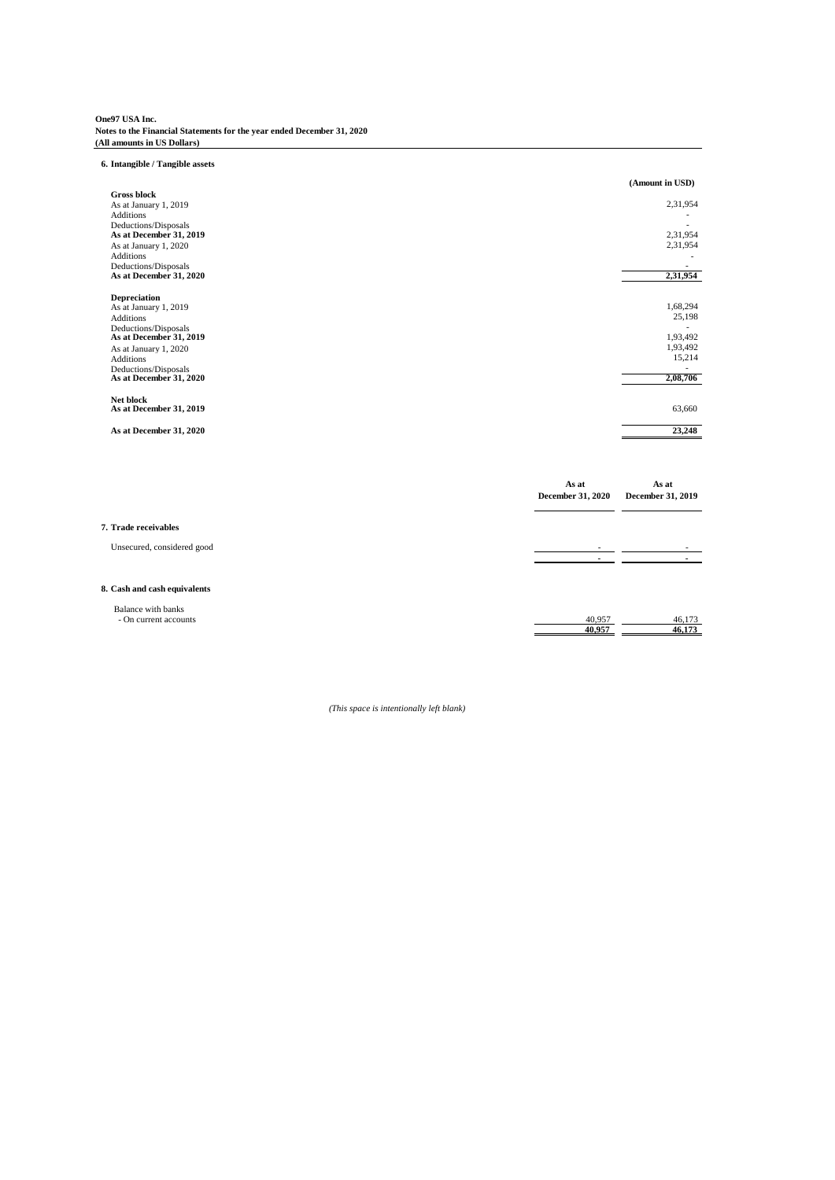**One97 USA Inc.**
**Notes to the Financial Statements for the year ended December 31, 2020**
**(All amounts in US Dollars)**

**6. Intangible / Tangible assets**

| | (Amount in USD) |
|---|---|
| **Gross block** | |
| As at January 1, 2019 | 2,31,954 |
| Additions | - |
| Deductions/Disposals | - |
| **As at December 31, 2019** | 2,31,954 |
| As at January 1, 2020 | 2,31,954 |
| Additions | - |
| Deductions/Disposals | - |
| **As at December 31, 2020** | **2,31,954** |
| | |
| **Depreciation** | |
| As at January 1, 2019 | 1,68,294 |
| Additions | 25,198 |
| Deductions/Disposals | - |
| **As at December 31, 2019** | 1,93,492 |
| As at January 1, 2020 | 1,93,492 |
| Additions | 15,214 |
| Deductions/Disposals | - |
| **As at December 31, 2020** | **2,08,706** |
| | |
| **Net block** | |
| **As at December 31, 2019** | 63,660 |
| | |
| **As at December 31, 2020** | **23,248** |

| | As at December 31, 2020 | As at December 31, 2019 |
|---|---|---|
| **7. Trade receivables** | | |
| Unsecured, considered good | - | - |
| | - | - |
| | | |
| **8. Cash and cash equivalents** | | |
| Balance with banks | | |
| - On current accounts | 40,957 | 46,173 |
| | **40,957** | **46,173** |

*(This space is intentionally left blank)*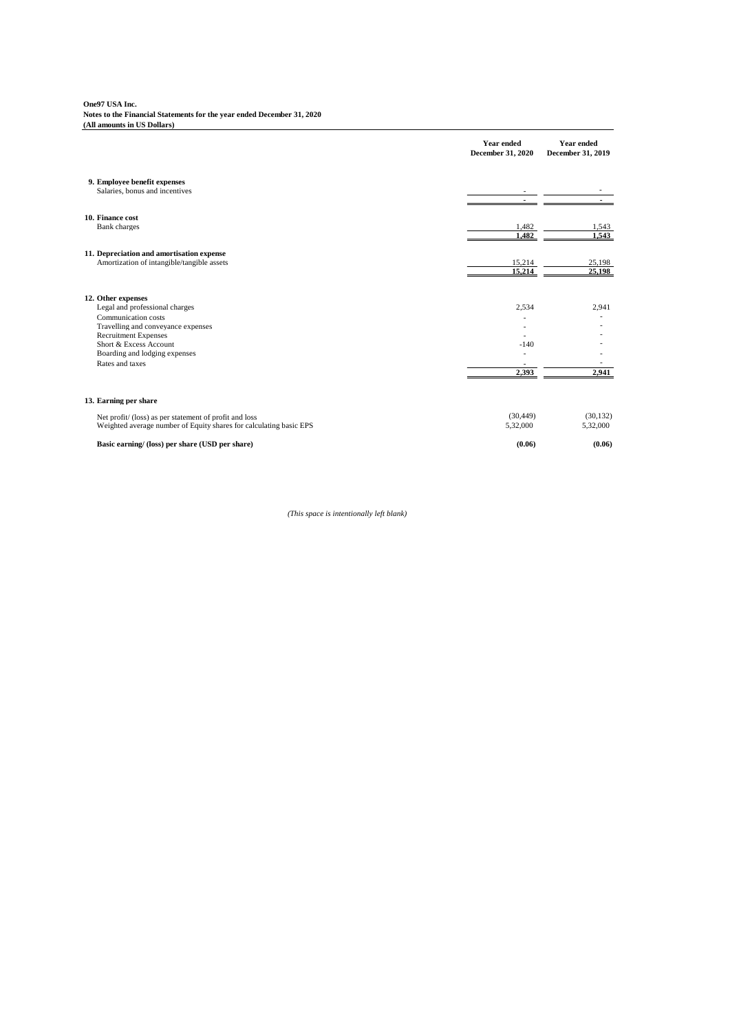**One97 USA Inc.**
**Notes to the Financial Statements for the year ended December 31, 2020**
**(All amounts in US Dollars)**

| | Year ended December 31, 2020 | Year ended December 31, 2019 |
|---|---|---|
| **9. Employee benefit expenses** | | |
| Salaries, bonus and incentives | - | - |
| | **-** | **-** |
| **10. Finance cost** | | |
| Bank charges | 1,482 | 1,543 |
| | **1,482** | **1,543** |
| **11. Depreciation and amortisation expense** | | |
| Amortization of intangible/tangible assets | 15,214 | 25,198 |
| | **15,214** | **25,198** |
| **12. Other expenses** | | |
| Legal and professional charges | 2,534 | 2,941 |
| Communication costs | - | - |
| Travelling and conveyance expenses | - | - |
| Recruitment Expenses | - | - |
| Short & Excess Account | -140 | - |
| Boarding and lodging expenses | - | - |
| Rates and taxes | - | - |
| | **2,393** | **2,941** |
| **13. Earning per share** | | |
| Net profit/ (loss) as per statement of profit and loss | (30,449) | (30,132) |
| Weighted average number of Equity shares for calculating basic EPS | 5,32,000 | 5,32,000 |
| **Basic earning/ (loss) per share (USD per share)** | **(0.06)** | **(0.06)** |

*(This space is intentionally left blank)*